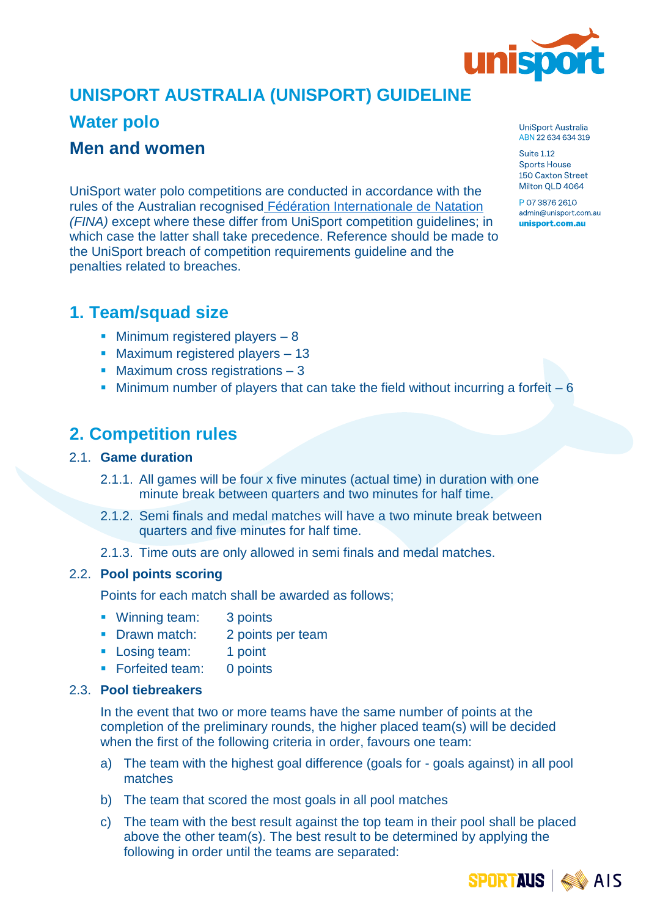# UNISPORT AUSTRALIA (UNISPORT) GUIDELINE

## Water polo

## Men and women

UniSport Australia
ABN 22 634 634 319

Suite 1.12
Sports House
150 Caxton Street
Milton QLD 4064

P 07 3876 2610
admin@unisport.com.au
**unisport.com.au**

UniSport water polo competitions are conducted in accordance with the rules of the Australian recognised Fédération Internationale de Natation *(FINA)* except where these differ from UniSport competition guidelines; in which case the latter shall take precedence. Reference should be made to the UniSport breach of competition requirements guideline and the penalties related to breaches.

## 1. Team/squad size

- Minimum registered players – 8
- Maximum registered players – 13
- Maximum cross registrations – 3
- Minimum number of players that can take the field without incurring a forfeit – 6

## 2. Competition rules

### 2.1. Game duration

2.1.1. All games will be four x five minutes (actual time) in duration with one minute break between quarters and two minutes for half time.

2.1.2. Semi finals and medal matches will have a two minute break between quarters and five minutes for half time.

2.1.3. Time outs are only allowed in semi finals and medal matches.

### 2.2. Pool points scoring

Points for each match shall be awarded as follows;

- Winning team: 3 points
- Drawn match: 2 points per team
- Losing team: 1 point
- Forfeited team: 0 points

### 2.3. Pool tiebreakers

In the event that two or more teams have the same number of points at the completion of the preliminary rounds, the higher placed team(s) will be decided when the first of the following criteria in order, favours one team:

a) The team with the highest goal difference (goals for - goals against) in all pool matches

b) The team that scored the most goals in all pool matches

c) The team with the best result against the top team in their pool shall be placed above the other team(s). The best result to be determined by applying the following in order until the teams are separated: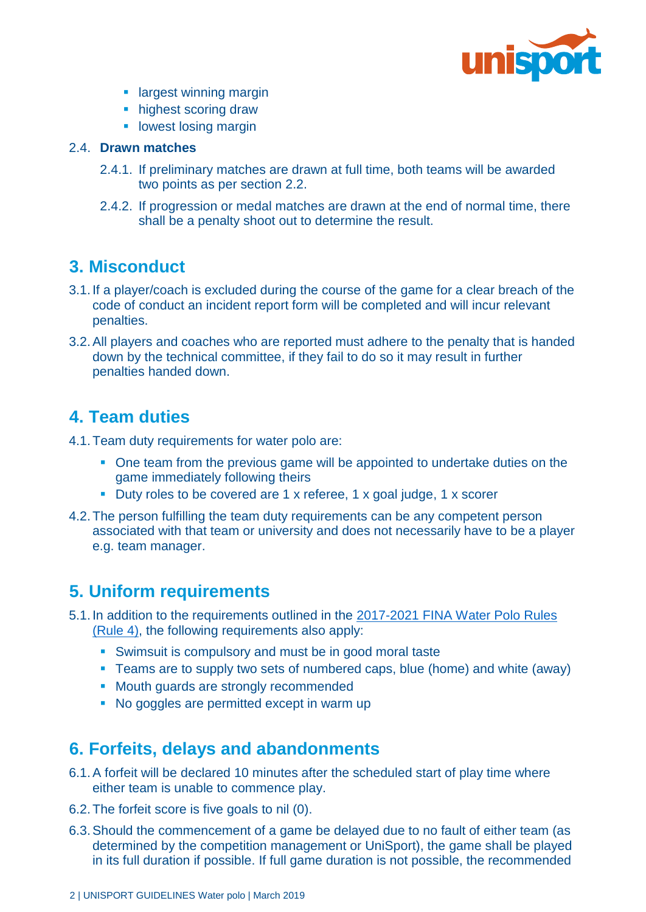- largest winning margin
- highest scoring draw
- lowest losing margin

2.4. **Drawn matches**

2.4.1. If preliminary matches are drawn at full time, both teams will be awarded two points as per section 2.2.

2.4.2. If progression or medal matches are drawn at the end of normal time, there shall be a penalty shoot out to determine the result.

## 3. Misconduct

3.1. If a player/coach is excluded during the course of the game for a clear breach of the code of conduct an incident report form will be completed and will incur relevant penalties.

3.2. All players and coaches who are reported must adhere to the penalty that is handed down by the technical committee, if they fail to do so it may result in further penalties handed down.

## 4. Team duties

4.1. Team duty requirements for water polo are:

- One team from the previous game will be appointed to undertake duties on the game immediately following theirs
- Duty roles to be covered are 1 x referee, 1 x goal judge, 1 x scorer

4.2. The person fulfilling the team duty requirements can be any competent person associated with that team or university and does not necessarily have to be a player e.g. team manager.

## 5. Uniform requirements

5.1. In addition to the requirements outlined in the 2017-2021 FINA Water Polo Rules (Rule 4), the following requirements also apply:

- Swimsuit is compulsory and must be in good moral taste
- Teams are to supply two sets of numbered caps, blue (home) and white (away)
- Mouth guards are strongly recommended
- No goggles are permitted except in warm up

## 6. Forfeits, delays and abandonments

6.1. A forfeit will be declared 10 minutes after the scheduled start of play time where either team is unable to commence play.

6.2. The forfeit score is five goals to nil (0).

6.3. Should the commencement of a game be delayed due to no fault of either team (as determined by the competition management or UniSport), the game shall be played in its full duration if possible. If full game duration is not possible, the recommended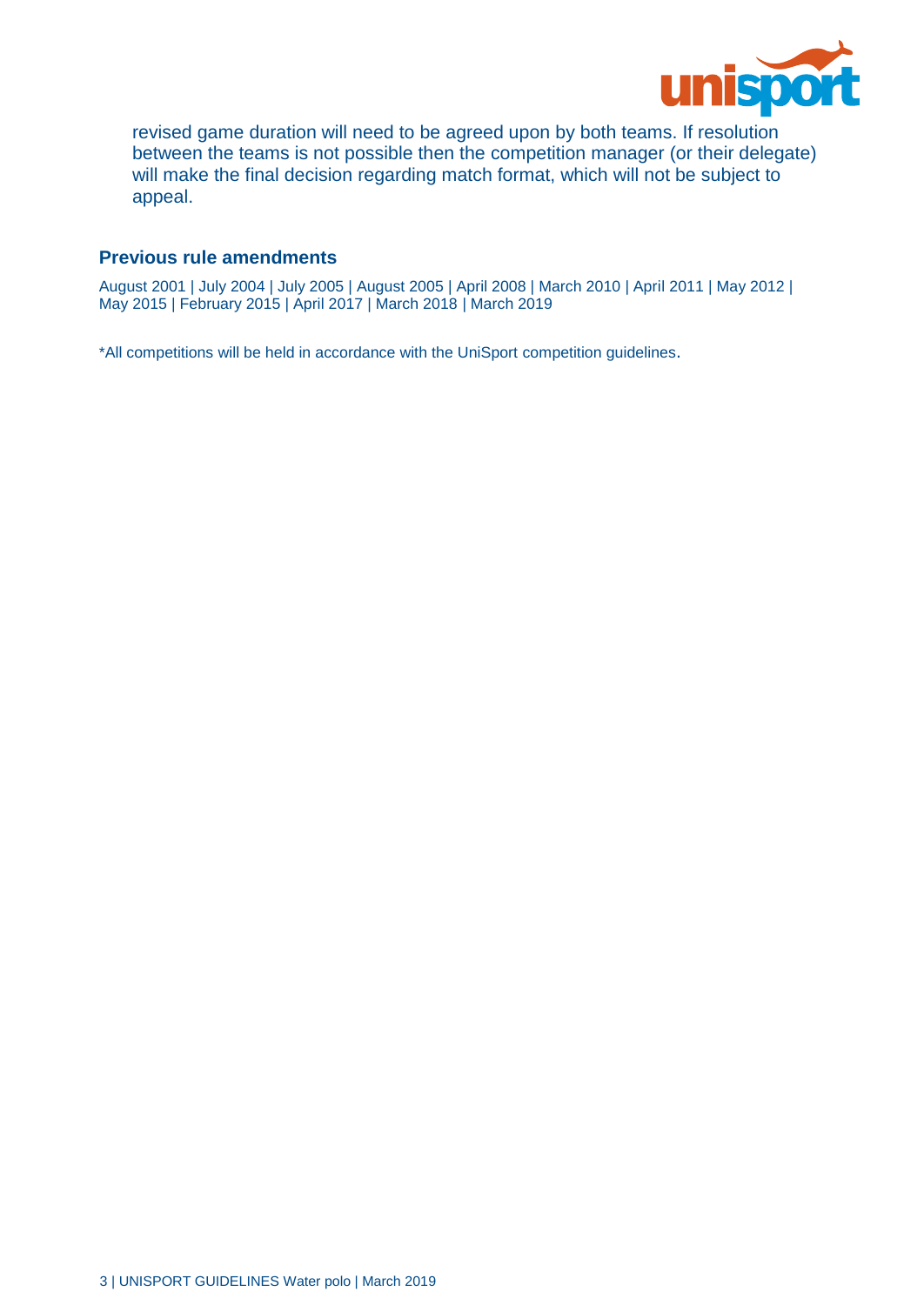revised game duration will need to be agreed upon by both teams. If resolution between the teams is not possible then the competition manager (or their delegate) will make the final decision regarding match format, which will not be subject to appeal.

### Previous rule amendments

August 2001 | July 2004 | July 2005 | August 2005 | April 2008 | March 2010 | April 2011 | May 2012 | May 2015 | February 2015 | April 2017 | March 2018 | March 2019

*All competitions will be held in accordance with the UniSport competition guidelines.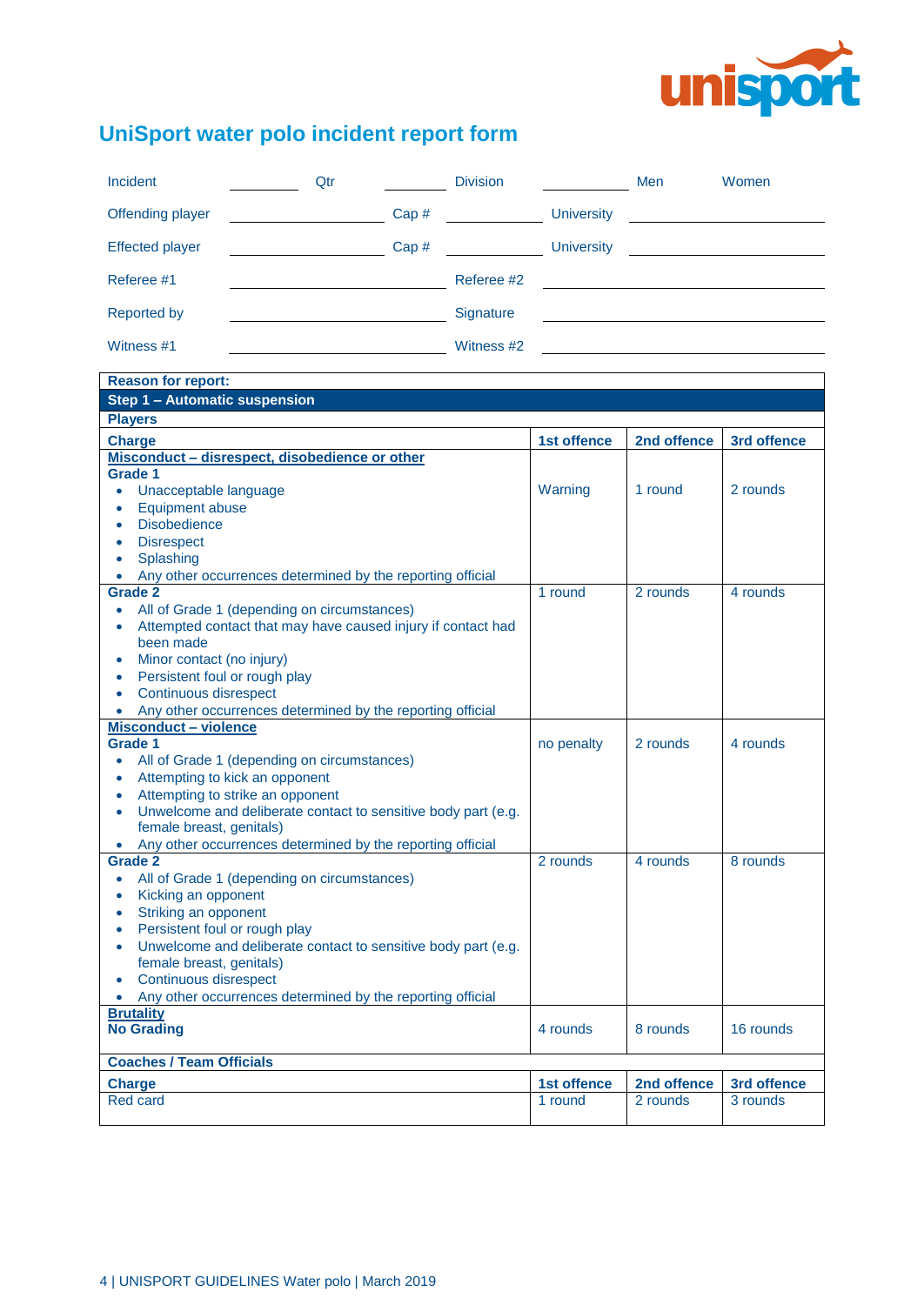# UniSport water polo incident report form

| Incident | ________ | Qtr | ________ | Division | ________ | Men | Women |
|---|---|---|---|---|---|---|---|
| Offending player | ________________ | Cap # | __________ | University | ________________ | | |
| Effected player | ________________ | Cap # | __________ | University | ________________ | | |
| Referee #1 | ________________________ | | | Referee #2 | ________________________ | | |
| Reported by | ________________________ | | | Signature | ________________________ | | |
| Witness #1 | ________________________ | | | Witness #2 | ________________________ | | |

**Reason for report:**

**Step 1 – Automatic suspension**

**Players**

| Charge | 1st offence | 2nd offence | 3rd offence |
|---|---|---|---|
| **Misconduct – disrespect, disobedience or other**<br>**Grade 1**<br>• Unacceptable language<br>• Equipment abuse<br>• Disobedience<br>• Disrespect<br>• Splashing<br>• Any other occurrences determined by the reporting official | Warning | 1 round | 2 rounds |
| **Grade 2**<br>• All of Grade 1 (depending on circumstances)<br>• Attempted contact that may have caused injury if contact had been made<br>• Minor contact (no injury)<br>• Persistent foul or rough play<br>• Continuous disrespect<br>• Any other occurrences determined by the reporting official | 1 round | 2 rounds | 4 rounds |
| **Misconduct – violence**<br>**Grade 1**<br>• All of Grade 1 (depending on circumstances)<br>• Attempting to kick an opponent<br>• Attempting to strike an opponent<br>• Unwelcome and deliberate contact to sensitive body part (e.g. female breast, genitals)<br>• Any other occurrences determined by the reporting official | no penalty | 2 rounds | 4 rounds |
| **Grade 2**<br>• All of Grade 1 (depending on circumstances)<br>• Kicking an opponent<br>• Striking an opponent<br>• Persistent foul or rough play<br>• Unwelcome and deliberate contact to sensitive body part (e.g. female breast, genitals)<br>• Continuous disrespect<br>• Any other occurrences determined by the reporting official | 2 rounds | 4 rounds | 8 rounds |
| **Brutality**<br>**No Grading** | 4 rounds | 8 rounds | 16 rounds |

**Coaches / Team Officials**

| Charge | 1st offence | 2nd offence | 3rd offence |
|---|---|---|---|
| Red card | 1 round | 2 rounds | 3 rounds |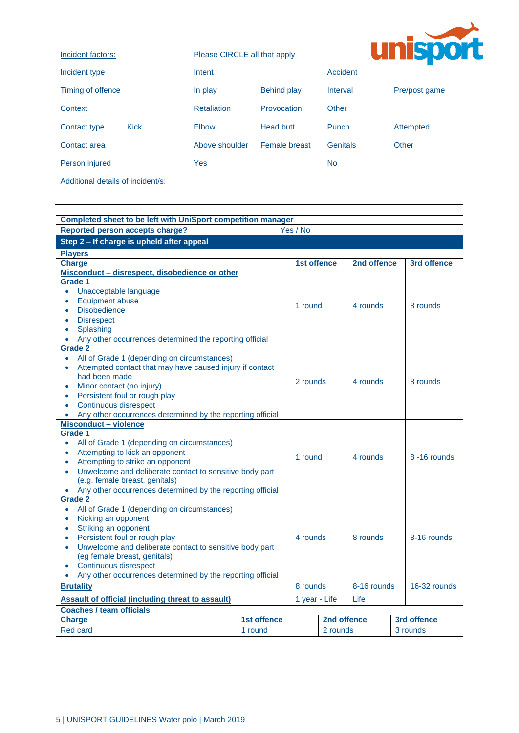| Incident factors: | Please CIRCLE all that apply | | | |
|---|---|---|---|---|
| Incident type | Intent | | Accident | |
| Timing of offence | In play | Behind play | Interval | Pre/post game |
| Context | Retaliation | Provocation | Other | ______________ |
| Contact type Kick | Elbow | Head butt | Punch | Attempted |
| Contact area | Above shoulder | Female breast | Genitals | Other |
| Person injured | Yes | | No | |

Additional details of incident/s: ____________________________________________

______________________________________________________________________

______________________________________________________________________

| Completed sheet to be left with UniSport competition manager | | | |
|---|---|---|---|
| **Reported person accepts charge?** | Yes / No | | |
| **Step 2 – If charge is upheld after appeal** | | | |
| **Players** | | | |
| **Charge** | **1st offence** | **2nd offence** | **3rd offence** |
| **Misconduct – disrespect, disobedience or other**<br>**Grade 1**<br>• Unacceptable language<br>• Equipment abuse<br>• Disobedience<br>• Disrespect<br>• Splashing<br>• Any other occurrences determined the reporting official | 1 round | 4 rounds | 8 rounds |
| **Grade 2**<br>• All of Grade 1 (depending on circumstances)<br>• Attempted contact that may have caused injury if contact had been made<br>• Minor contact (no injury)<br>• Persistent foul or rough play<br>• Continuous disrespect<br>• Any other occurrences determined by the reporting official | 2 rounds | 4 rounds | 8 rounds |
| **Misconduct – violence**<br>**Grade 1**<br>• All of Grade 1 (depending on circumstances)<br>• Attempting to kick an opponent<br>• Attempting to strike an opponent<br>• Unwelcome and deliberate contact to sensitive body part (e.g. female breast, genitals)<br>• Any other occurrences determined by the reporting official | 1 round | 4 rounds | 8 -16 rounds |
| **Grade 2**<br>• All of Grade 1 (depending on circumstances)<br>• Kicking an opponent<br>• Striking an opponent<br>• Persistent foul or rough play<br>• Unwelcome and deliberate contact to sensitive body part (eg female breast, genitals)<br>• Continuous disrespect<br>• Any other occurrences determined by the reporting official | 4 rounds | 8 rounds | 8-16 rounds |
| **Brutality** | 8 rounds | 8-16 rounds | 16-32 rounds |
| **Assault of official (including threat to assault)** | 1 year - Life | Life | |
| **Coaches / team officials** | | | |
| **Charge** | **1st offence** | **2nd offence** | **3rd offence** |
| Red card | 1 round | 2 rounds | 3 rounds |